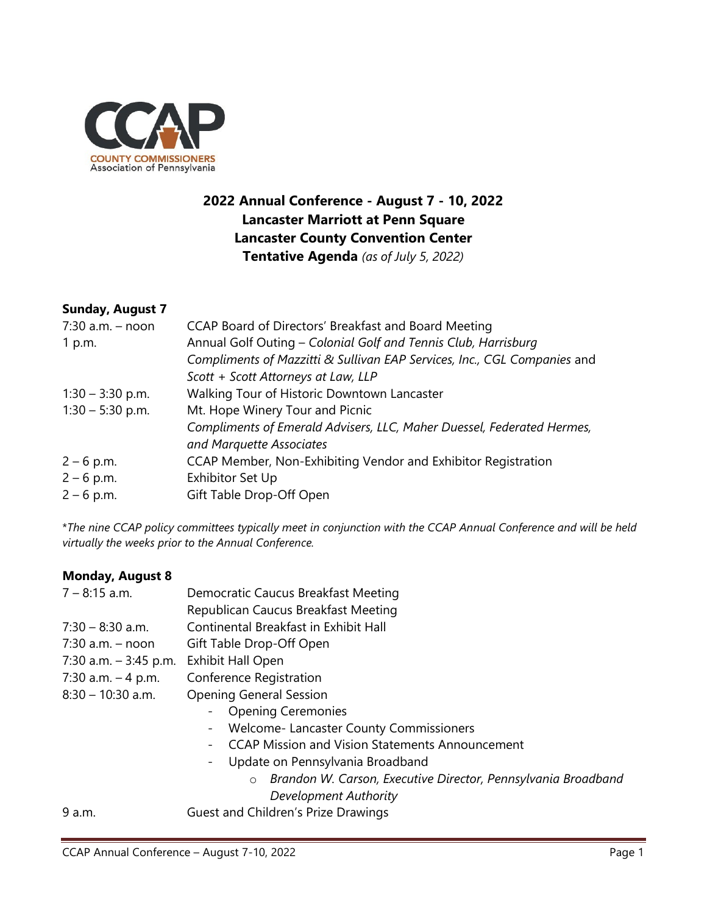CCAP

COUNTY COMMISSIONERS
Association of Pennsylvania

# 2022 Annual Conference - August 7 - 10, 2022
## Lancaster Marriott at Penn Square
## Lancaster County Convention Center
## Tentative Agenda *(as of July 5, 2022)*

### Sunday, August 7

| | |
|---|---|
| 7:30 a.m. – noon | CCAP Board of Directors' Breakfast and Board Meeting |
| 1 p.m. | Annual Golf Outing – *Colonial Golf and Tennis Club, Harrisburg* *Compliments of Mazzitti & Sullivan EAP Services, Inc., CGL Companies* and *Scott + Scott Attorneys at Law, LLP* |
| 1:30 – 3:30 p.m. | Walking Tour of Historic Downtown Lancaster |
| 1:30 – 5:30 p.m. | Mt. Hope Winery Tour and Picnic *Compliments of Emerald Advisers, LLC, Maher Duessel, Federated Hermes, and Marquette Associates* |
| 2 – 6 p.m. | CCAP Member, Non-Exhibiting Vendor and Exhibitor Registration |
| 2 – 6 p.m. | Exhibitor Set Up |
| 2 – 6 p.m. | Gift Table Drop-Off Open |

*\*The nine CCAP policy committees typically meet in conjunction with the CCAP Annual Conference and will be held virtually the weeks prior to the Annual Conference.*

### Monday, August 8

| | |
|---|---|
| 7 – 8:15 a.m. | Democratic Caucus Breakfast Meeting |
| | Republican Caucus Breakfast Meeting |
| 7:30 – 8:30 a.m. | Continental Breakfast in Exhibit Hall |
| 7:30 a.m. – noon | Gift Table Drop-Off Open |
| 7:30 a.m. – 3:45 p.m. | Exhibit Hall Open |
| 7:30 a.m. – 4 p.m. | Conference Registration |
| 8:30 – 10:30 a.m. | Opening General Session |

- Opening Ceremonies
- Welcome- Lancaster County Commissioners
- CCAP Mission and Vision Statements Announcement
- Update on Pennsylvania Broadband
  - *Brandon W. Carson, Executive Director, Pennsylvania Broadband Development Authority*

| | |
|---|---|
| 9 a.m. | Guest and Children's Prize Drawings |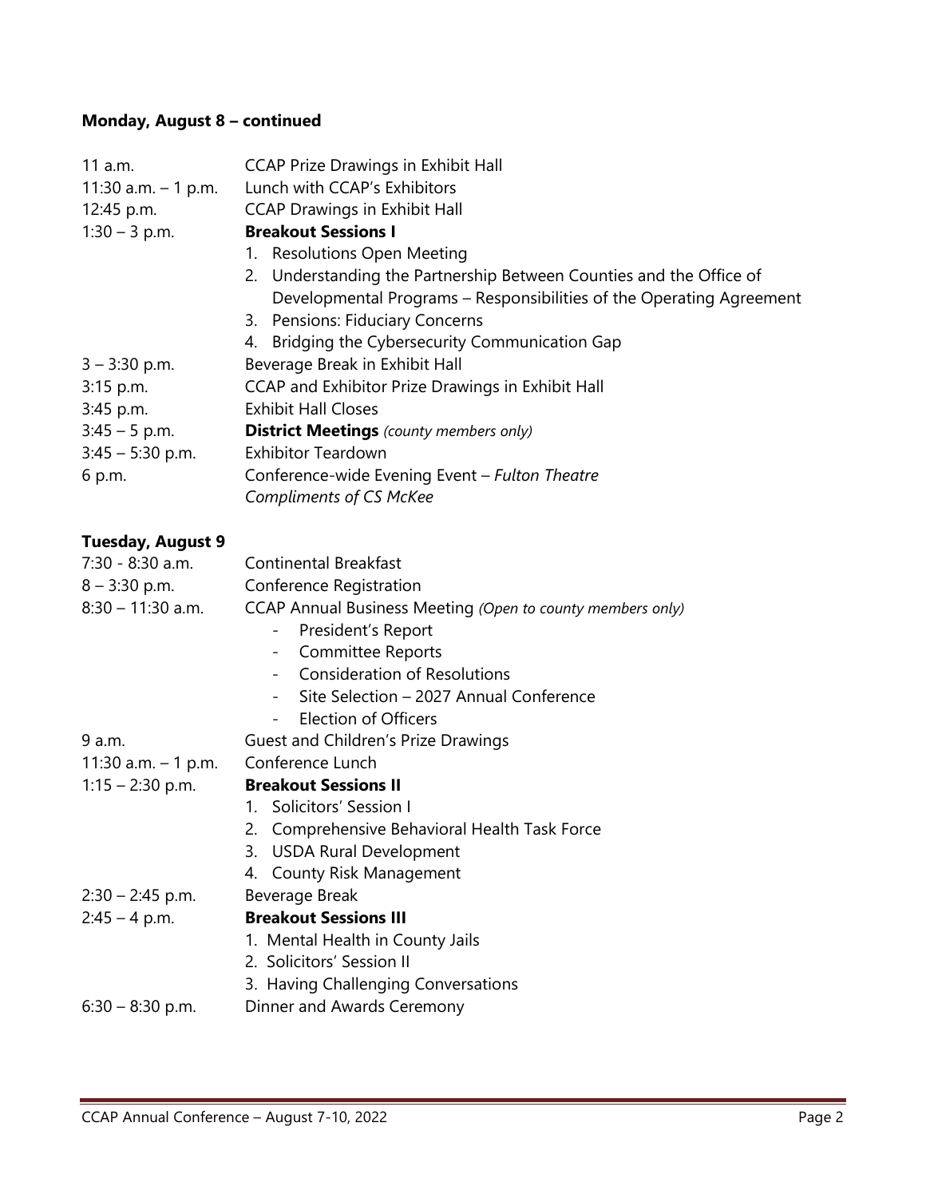**Monday, August 8 – continued**

| | |
|---|---|
| 11 a.m. | CCAP Prize Drawings in Exhibit Hall |
| 11:30 a.m. – 1 p.m. | Lunch with CCAP's Exhibitors |
| 12:45 p.m. | CCAP Drawings in Exhibit Hall |
| 1:30 – 3 p.m. | **Breakout Sessions I**<br>1. Resolutions Open Meeting<br>2. Understanding the Partnership Between Counties and the Office of Developmental Programs – Responsibilities of the Operating Agreement<br>3. Pensions: Fiduciary Concerns<br>4. Bridging the Cybersecurity Communication Gap |
| 3 – 3:30 p.m. | Beverage Break in Exhibit Hall |
| 3:15 p.m. | CCAP and Exhibitor Prize Drawings in Exhibit Hall |
| 3:45 p.m. | Exhibit Hall Closes |
| 3:45 – 5 p.m. | **District Meetings** *(county members only)* |
| 3:45 – 5:30 p.m. | Exhibitor Teardown |
| 6 p.m. | Conference-wide Evening Event – *Fulton Theatre*<br>*Compliments of CS McKee* |

**Tuesday, August 9**

| | |
|---|---|
| 7:30 - 8:30 a.m. | Continental Breakfast |
| 8 – 3:30 p.m. | Conference Registration |
| 8:30 – 11:30 a.m. | CCAP Annual Business Meeting *(Open to county members only)*<br>- President's Report<br>- Committee Reports<br>- Consideration of Resolutions<br>- Site Selection – 2027 Annual Conference<br>- Election of Officers |
| 9 a.m. | Guest and Children's Prize Drawings |
| 11:30 a.m. – 1 p.m. | Conference Lunch |
| 1:15 – 2:30 p.m. | **Breakout Sessions II**<br>1. Solicitors' Session I<br>2. Comprehensive Behavioral Health Task Force<br>3. USDA Rural Development<br>4. County Risk Management |
| 2:30 – 2:45 p.m. | Beverage Break |
| 2:45 – 4 p.m. | **Breakout Sessions III**<br>1. Mental Health in County Jails<br>2. Solicitors' Session II<br>3. Having Challenging Conversations |
| 6:30 – 8:30 p.m. | Dinner and Awards Ceremony |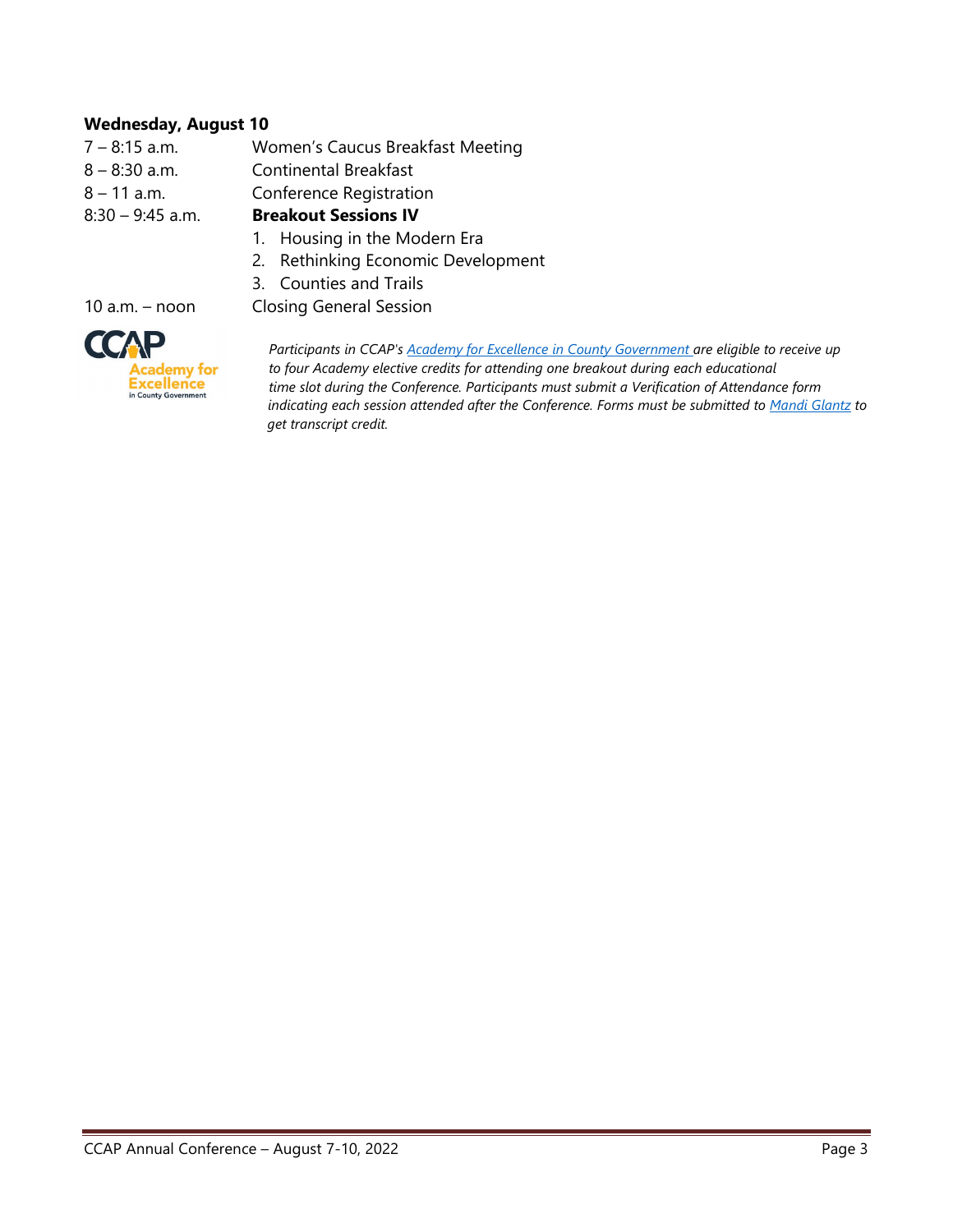**Wednesday, August 10**

| | |
|---|---|
| 7 – 8:15 a.m. | Women's Caucus Breakfast Meeting |
| 8 – 8:30 a.m. | Continental Breakfast |
| 8 – 11 a.m. | Conference Registration |
| 8:30 – 9:45 a.m. | **Breakout Sessions IV**<br>1. Housing in the Modern Era<br>2. Rethinking Economic Development<br>3. Counties and Trails |
| 10 a.m. – noon | Closing General Session |

CCAP Academy for Excellence in County Government

*Participants in CCAP's Academy for Excellence in County Government are eligible to receive up to four Academy elective credits for attending one breakout during each educational time slot during the Conference. Participants must submit a Verification of Attendance form indicating each session attended after the Conference. Forms must be submitted to Mandi Glantz to get transcript credit.*